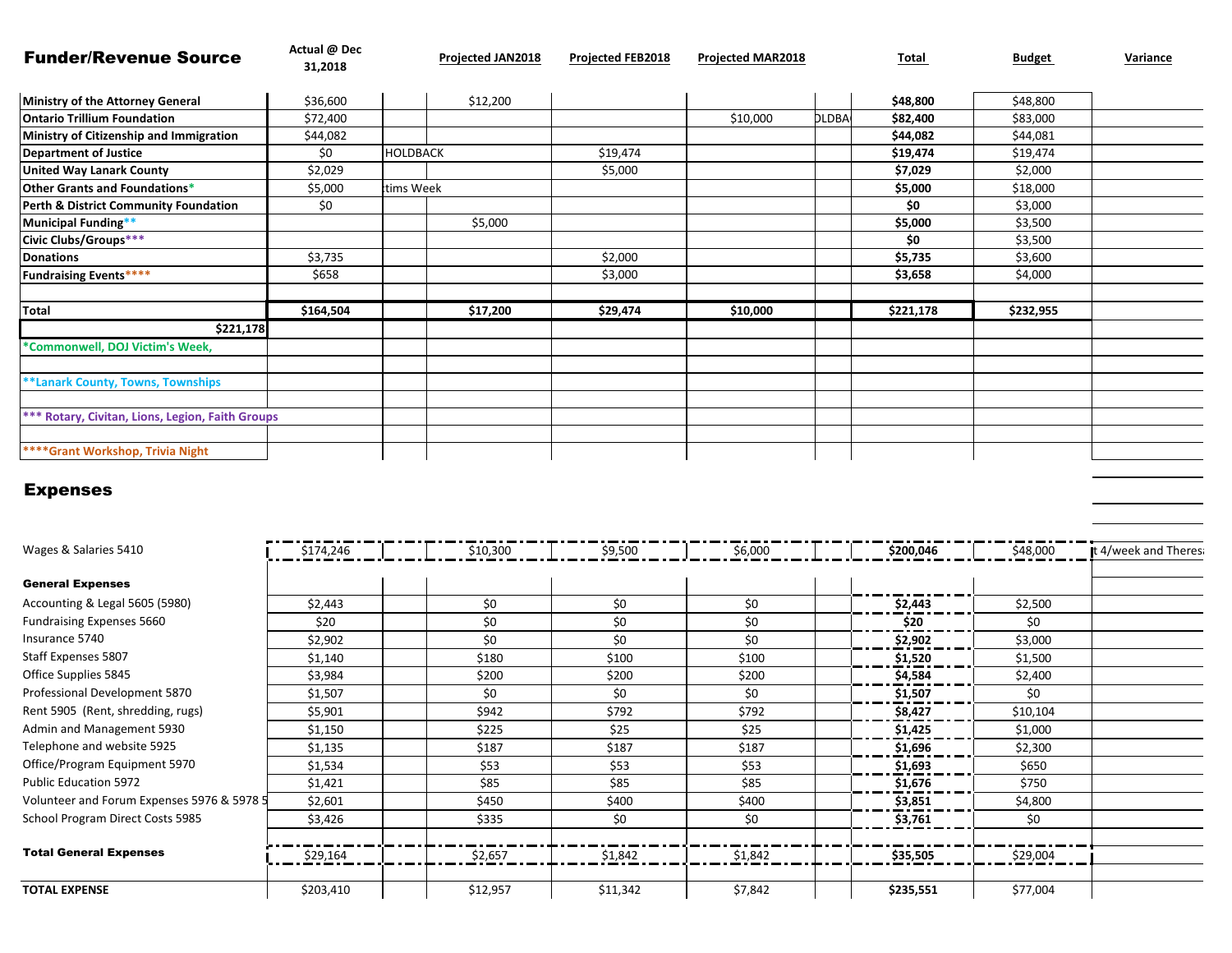## Funder/Revenue Source

| Funder/Revenue Source | Actual @ Dec 31,2018 | | Projected JAN2018 | Projected FEB2018 | Projected MAR2018 | | Total | Budget | Variance |
|---|---|---|---|---|---|---|---|---|---|
| **Ministry of the Attorney General** | $36,600 | | $12,200 | | | | **$48,800** | $48,800 | |
| **Ontario Trillium Foundation** | $72,400 | | | | $10,000 | OLDBA | **$82,400** | $83,000 | |
| **Ministry of Citizenship and Immigration** | $44,082 | | | | | | **$44,082** | $44,081 | |
| **Department of Justice** | $0 | HOLDBACK | | $19,474 | | | **$19,474** | $19,474 | |
| **United Way Lanark County** | $2,029 | | | $5,000 | | | **$7,029** | $2,000 | |
| **Other Grants and Foundations*** | $5,000 | tims Week | | | | | **$5,000** | $18,000 | |
| **Perth & District Community Foundation** | $0 | | | | | | **$0** | $3,000 | |
| **Municipal Funding**** | | | $5,000 | | | | **$5,000** | $3,500 | |
| **Civic Clubs/Groups***** | | | | | | | **$0** | $3,500 | |
| **Donations** | $3,735 | | | $2,000 | | | **$5,735** | $3,600 | |
| **Fundraising Events****** | $658 | | | $3,000 | | | **$3,658** | $4,000 | |
| | | | | | | | | | |
| **Total** | **$164,504** | | **$17,200** | **$29,474** | **$10,000** | | **$221,178** | **$232,955** | |
| **$221,178** | | | | | | | | | |

*Commonwell, DOJ Victim's Week,

**Lanark County, Towns, Townships

*** Rotary, Civitan, Lions, Legion, Faith Groups

****Grant Workshop, Trivia Night

## Expenses

| | Actual @ Dec 31,2018 | | Projected JAN2018 | Projected FEB2018 | Projected MAR2018 | | Total | Budget | Variance |
|---|---|---|---|---|---|---|---|---|---|
| Wages & Salaries 5410 | $174,246 | | $10,300 | $9,500 | $6,000 | | **$200,046** | $48,000 | t 4/week and Theres |
| **General Expenses** | | | | | | | | | |
| Accounting & Legal 5605 (5980) | $2,443 | | $0 | $0 | $0 | | **$2,443** | $2,500 | |
| Fundraising Expenses 5660 | $20 | | $0 | $0 | $0 | | **$20** | $0 | |
| Insurance 5740 | $2,902 | | $0 | $0 | $0 | | **$2,902** | $3,000 | |
| Staff Expenses 5807 | $1,140 | | $180 | $100 | $100 | | **$1,520** | $1,500 | |
| Office Supplies 5845 | $3,984 | | $200 | $200 | $200 | | **$4,584** | $2,400 | |
| Professional Development 5870 | $1,507 | | $0 | $0 | $0 | | **$1,507** | $0 | |
| Rent 5905 (Rent, shredding, rugs) | $5,901 | | $942 | $792 | $792 | | **$8,427** | $10,104 | |
| Admin and Management 5930 | $1,150 | | $225 | $25 | $25 | | **$1,425** | $1,000 | |
| Telephone and website 5925 | $1,135 | | $187 | $187 | $187 | | **$1,696** | $2,300 | |
| Office/Program Equipment 5970 | $1,534 | | $53 | $53 | $53 | | **$1,693** | $650 | |
| Public Education 5972 | $1,421 | | $85 | $85 | $85 | | **$1,676** | $750 | |
| Volunteer and Forum Expenses 5976 & 5978 5 | $2,601 | | $450 | $400 | $400 | | **$3,851** | $4,800 | |
| School Program Direct Costs 5985 | $3,426 | | $335 | $0 | $0 | | **$3,761** | $0 | |
| **Total General Expenses** | $29,164 | | $2,657 | $1,842 | $1,842 | | **$35,505** | $29,004 | |
| **TOTAL EXPENSE** | $203,410 | | $12,957 | $11,342 | $7,842 | | **$235,551** | $77,004 | |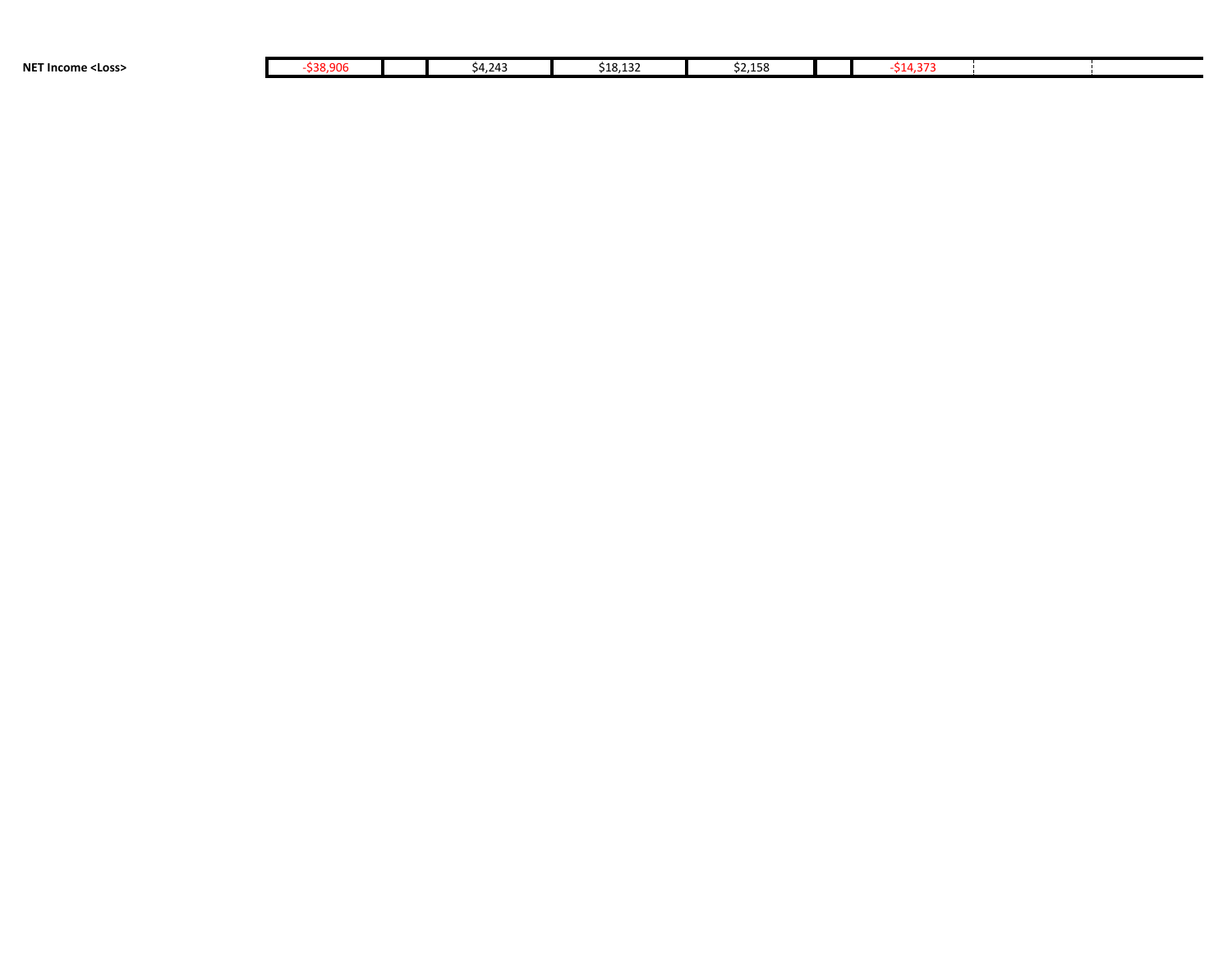| | | | | | | | | |
|---|---|---|---|---|---|---|---|---|
| **NET Income <Loss>** | -$38,906 | | $4,243 | $18,132 | $2,158 | | -$14,373 | | |